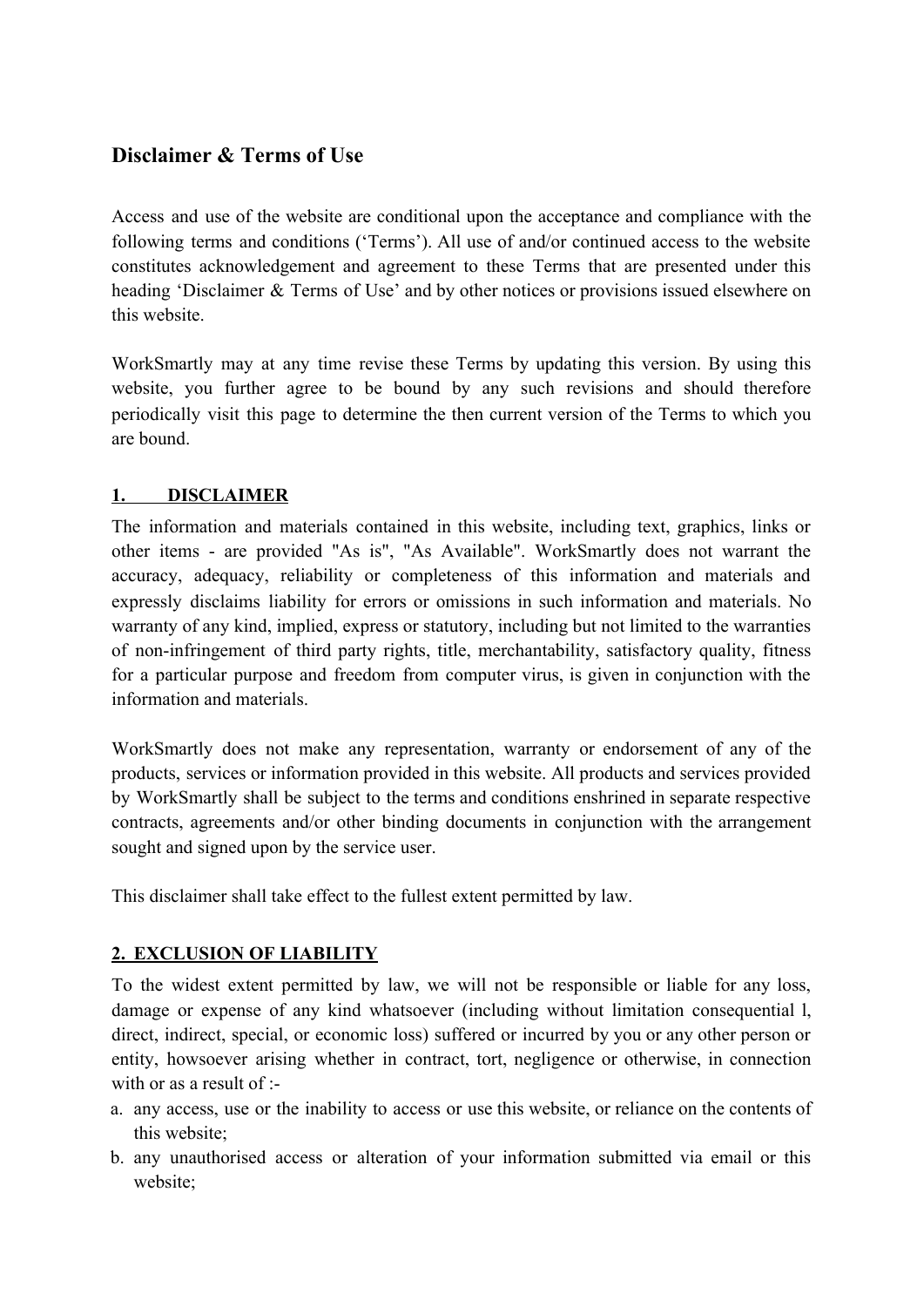## Disclaimer & Terms of Use

Access and use of the website are conditional upon the acceptance and compliance with the following terms and conditions ('Terms'). All use of and/or continued access to the website constitutes acknowledgement and agreement to these Terms that are presented under this heading 'Disclaimer & Terms of Use' and by other notices or provisions issued elsewhere on this website.

WorkSmartly may at any time revise these Terms by updating this version. By using this website, you further agree to be bound by any such revisions and should therefore periodically visit this page to determine the then current version of the Terms to which you are bound.

**1. DISCLAIMER**

The information and materials contained in this website, including text, graphics, links or other items - are provided "As is", "As Available". WorkSmartly does not warrant the accuracy, adequacy, reliability or completeness of this information and materials and expressly disclaims liability for errors or omissions in such information and materials. No warranty of any kind, implied, express or statutory, including but not limited to the warranties of non-infringement of third party rights, title, merchantability, satisfactory quality, fitness for a particular purpose and freedom from computer virus, is given in conjunction with the information and materials.

WorkSmartly does not make any representation, warranty or endorsement of any of the products, services or information provided in this website. All products and services provided by WorkSmartly shall be subject to the terms and conditions enshrined in separate respective contracts, agreements and/or other binding documents in conjunction with the arrangement sought and signed upon by the service user.

This disclaimer shall take effect to the fullest extent permitted by law.

**2. EXCLUSION OF LIABILITY**

To the widest extent permitted by law, we will not be responsible or liable for any loss, damage or expense of any kind whatsoever (including without limitation consequential l, direct, indirect, special, or economic loss) suffered or incurred by you or any other person or entity, howsoever arising whether in contract, tort, negligence or otherwise, in connection with or as a result of :-

a. any access, use or the inability to access or use this website, or reliance on the contents of this website;
b. any unauthorised access or alteration of your information submitted via email or this website;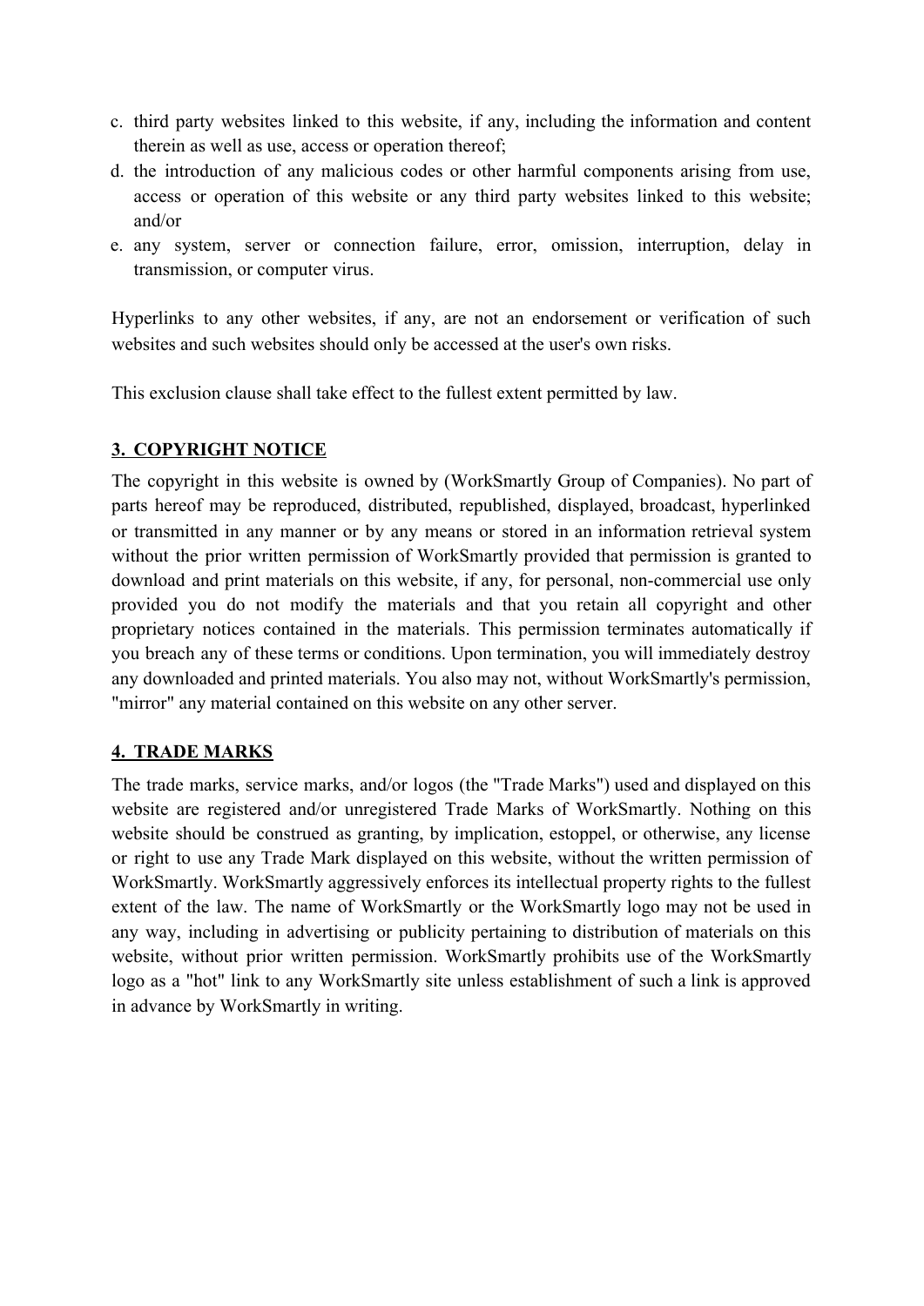c. third party websites linked to this website, if any, including the information and content therein as well as use, access or operation thereof;
d. the introduction of any malicious codes or other harmful components arising from use, access or operation of this website or any third party websites linked to this website; and/or
e. any system, server or connection failure, error, omission, interruption, delay in transmission, or computer virus.

Hyperlinks to any other websites, if any, are not an endorsement or verification of such websites and such websites should only be accessed at the user's own risks.

This exclusion clause shall take effect to the fullest extent permitted by law.

## 3. COPYRIGHT NOTICE

The copyright in this website is owned by (WorkSmartly Group of Companies). No part of parts hereof may be reproduced, distributed, republished, displayed, broadcast, hyperlinked or transmitted in any manner or by any means or stored in an information retrieval system without the prior written permission of WorkSmartly provided that permission is granted to download and print materials on this website, if any, for personal, non-commercial use only provided you do not modify the materials and that you retain all copyright and other proprietary notices contained in the materials. This permission terminates automatically if you breach any of these terms or conditions. Upon termination, you will immediately destroy any downloaded and printed materials. You also may not, without WorkSmartly's permission, "mirror" any material contained on this website on any other server.

## 4. TRADE MARKS

The trade marks, service marks, and/or logos (the "Trade Marks") used and displayed on this website are registered and/or unregistered Trade Marks of WorkSmartly. Nothing on this website should be construed as granting, by implication, estoppel, or otherwise, any license or right to use any Trade Mark displayed on this website, without the written permission of WorkSmartly. WorkSmartly aggressively enforces its intellectual property rights to the fullest extent of the law. The name of WorkSmartly or the WorkSmartly logo may not be used in any way, including in advertising or publicity pertaining to distribution of materials on this website, without prior written permission. WorkSmartly prohibits use of the WorkSmartly logo as a "hot" link to any WorkSmartly site unless establishment of such a link is approved in advance by WorkSmartly in writing.